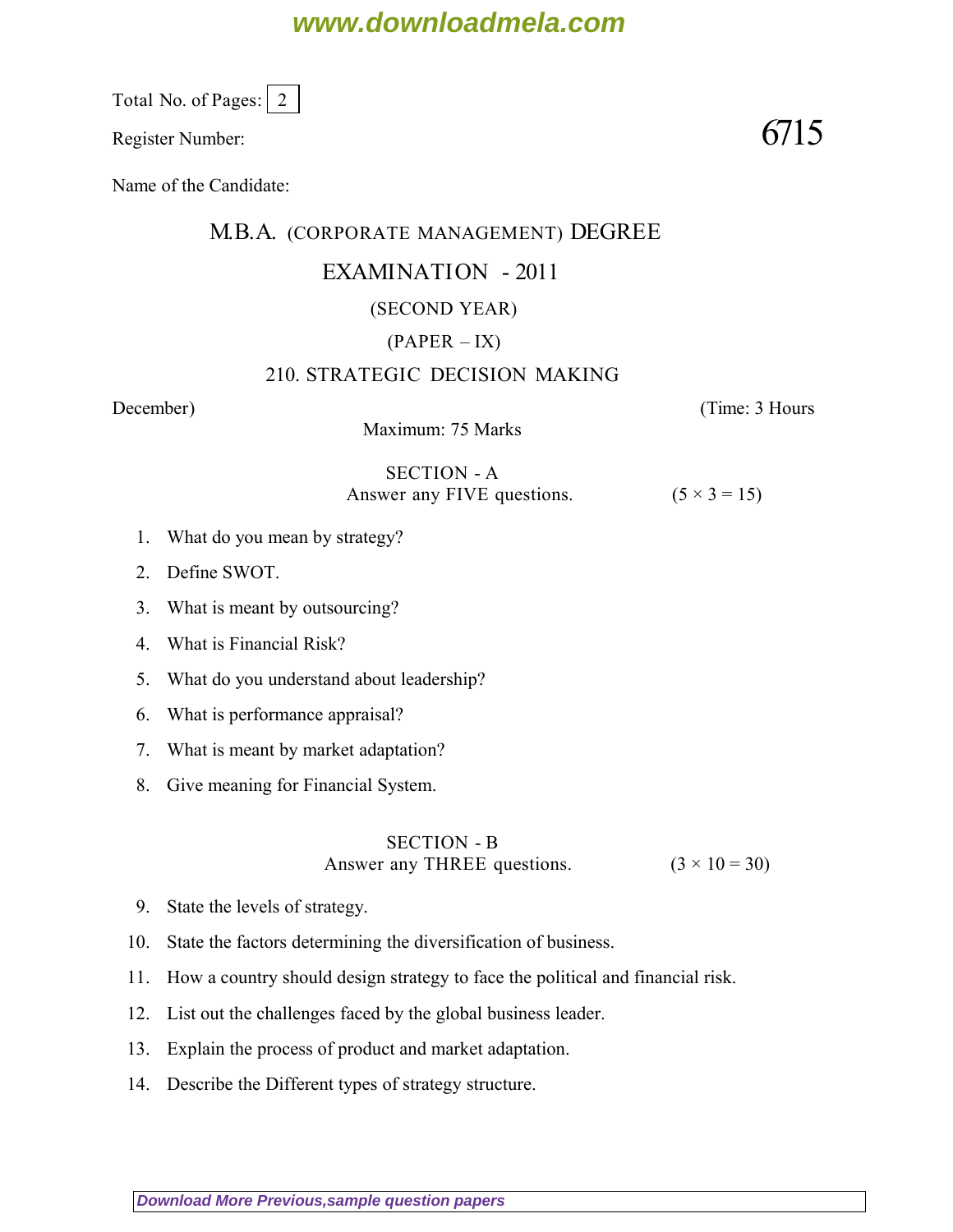Total No. of Pages: 2

Register Number: 6715

Name of the Candidate:

# M.B.A. (CORPORATE MANAGEMENT) DEGREE

## EXAMINATION - 2011

(SECOND YEAR)

(PAPER – IX)

## 210. STRATEGIC DECISION MAKING

December) (Time: 3 Hours

Maximum: 75 Marks

### SECTION - A

Answer any FIVE questions. (5 × 3 = 15)

1. What do you mean by strategy?
2. Define SWOT.
3. What is meant by outsourcing?
4. What is Financial Risk?
5. What do you understand about leadership?
6. What is performance appraisal?
7. What is meant by market adaptation?
8. Give meaning for Financial System.

### SECTION - B

Answer any THREE questions. (3 × 10 = 30)

9. State the levels of strategy.
10. State the factors determining the diversification of business.
11. How a country should design strategy to face the political and financial risk.
12. List out the challenges faced by the global business leader.
13. Explain the process of product and market adaptation.
14. Describe the Different types of strategy structure.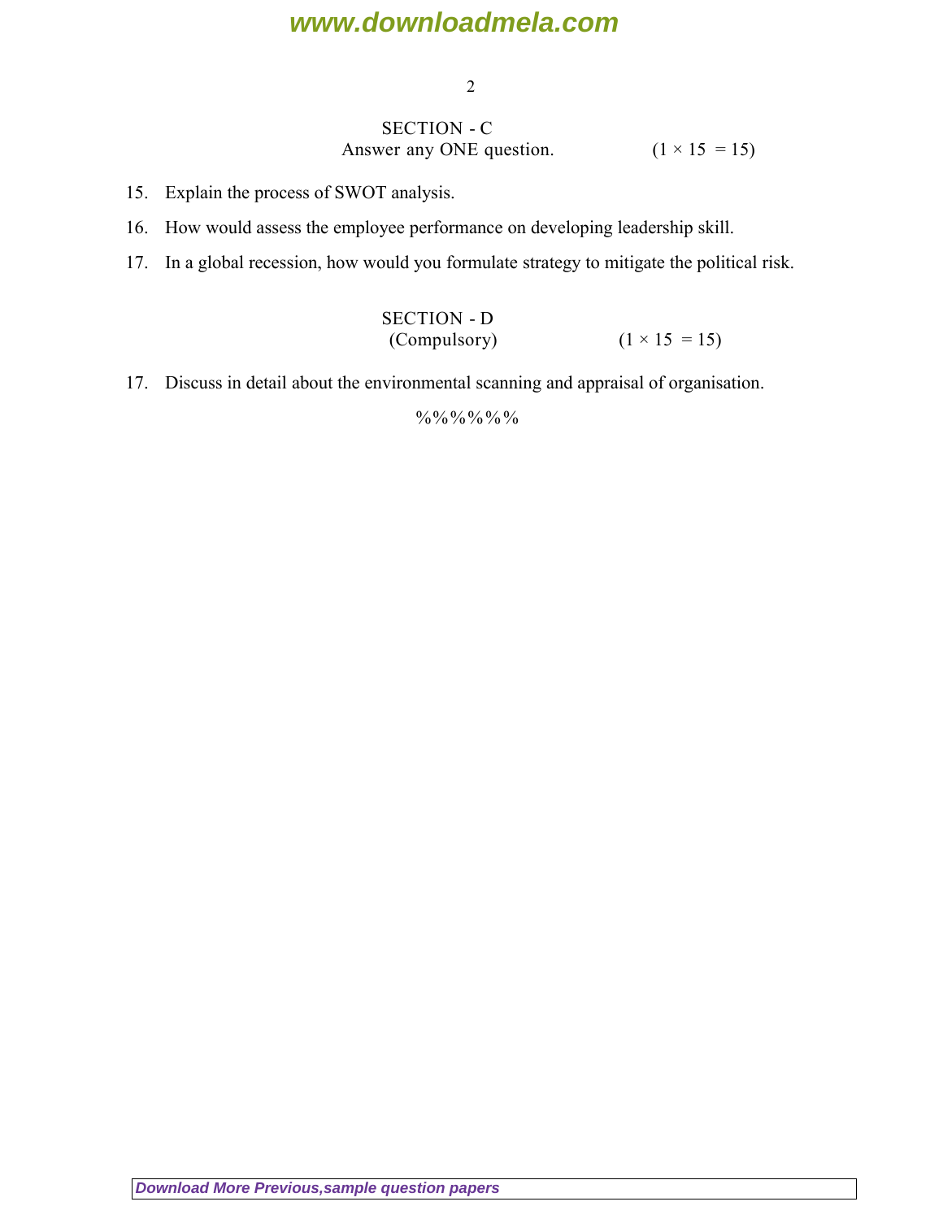## SECTION - C

Answer any ONE question. (1 × 15 = 15)

15. Explain the process of SWOT analysis.

16. How would assess the employee performance on developing leadership skill.

17. In a global recession, how would you formulate strategy to mitigate the political risk.

## SECTION - D

(Compulsory) (1 × 15 = 15)

17. Discuss in detail about the environmental scanning and appraisal of organisation.

%%%%%%